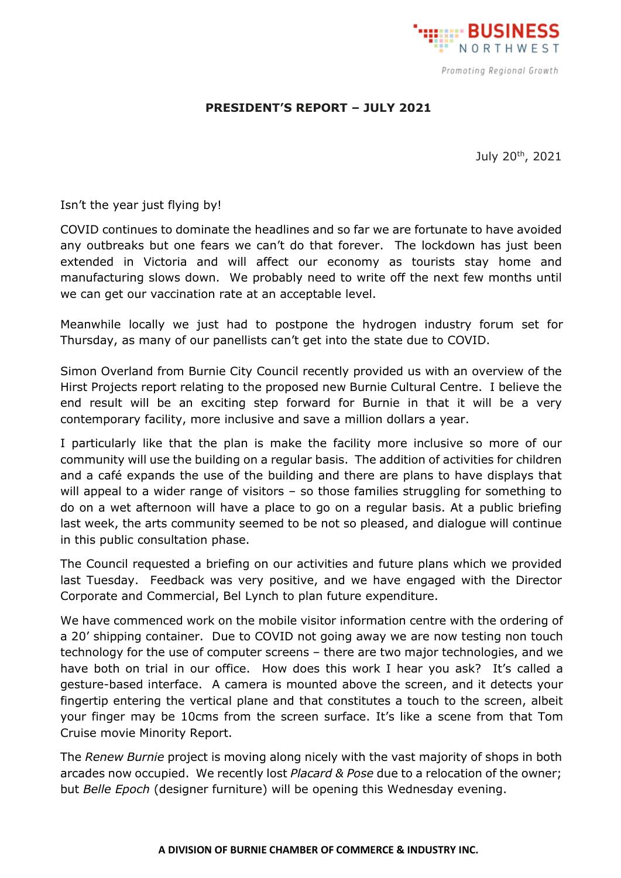**PRESIDENT'S REPORT – JULY 2021**

July 20th, 2021

Isn't the year just flying by!

COVID continues to dominate the headlines and so far we are fortunate to have avoided any outbreaks but one fears we can't do that forever. The lockdown has just been extended in Victoria and will affect our economy as tourists stay home and manufacturing slows down. We probably need to write off the next few months until we can get our vaccination rate at an acceptable level.

Meanwhile locally we just had to postpone the hydrogen industry forum set for Thursday, as many of our panellists can't get into the state due to COVID.

Simon Overland from Burnie City Council recently provided us with an overview of the Hirst Projects report relating to the proposed new Burnie Cultural Centre. I believe the end result will be an exciting step forward for Burnie in that it will be a very contemporary facility, more inclusive and save a million dollars a year.

I particularly like that the plan is make the facility more inclusive so more of our community will use the building on a regular basis. The addition of activities for children and a café expands the use of the building and there are plans to have displays that will appeal to a wider range of visitors – so those families struggling for something to do on a wet afternoon will have a place to go on a regular basis. At a public briefing last week, the arts community seemed to be not so pleased, and dialogue will continue in this public consultation phase.

The Council requested a briefing on our activities and future plans which we provided last Tuesday. Feedback was very positive, and we have engaged with the Director Corporate and Commercial, Bel Lynch to plan future expenditure.

We have commenced work on the mobile visitor information centre with the ordering of a 20' shipping container. Due to COVID not going away we are now testing non touch technology for the use of computer screens – there are two major technologies, and we have both on trial in our office. How does this work I hear you ask? It's called a gesture-based interface. A camera is mounted above the screen, and it detects your fingertip entering the vertical plane and that constitutes a touch to the screen, albeit your finger may be 10cms from the screen surface. It's like a scene from that Tom Cruise movie Minority Report.

The *Renew Burnie* project is moving along nicely with the vast majority of shops in both arcades now occupied. We recently lost *Placard & Pose* due to a relocation of the owner; but *Belle Epoch* (designer furniture) will be opening this Wednesday evening.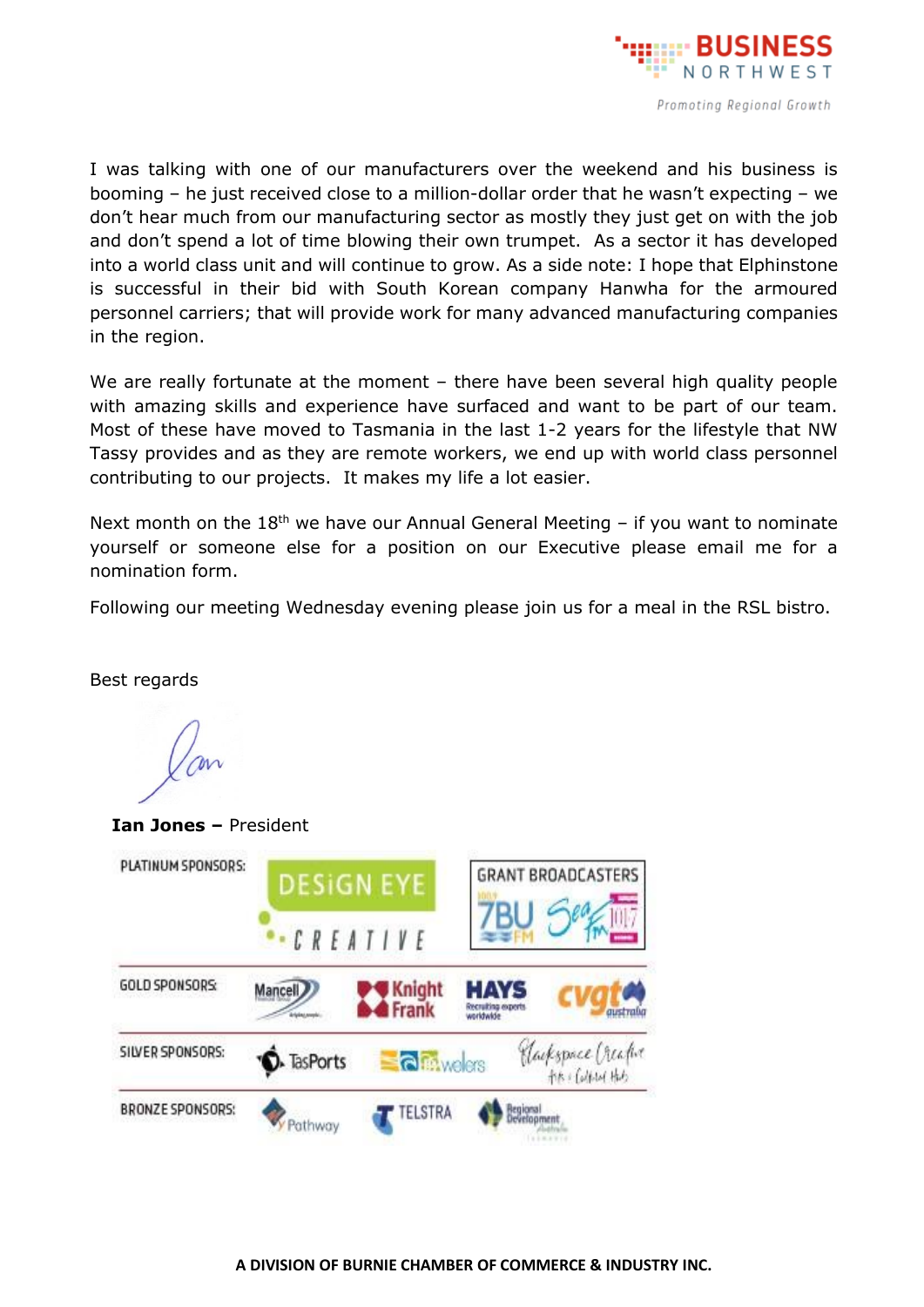I was talking with one of our manufacturers over the weekend and his business is booming – he just received close to a million-dollar order that he wasn't expecting – we don't hear much from our manufacturing sector as mostly they just get on with the job and don't spend a lot of time blowing their own trumpet. As a sector it has developed into a world class unit and will continue to grow. As a side note: I hope that Elphinstone is successful in their bid with South Korean company Hanwha for the armoured personnel carriers; that will provide work for many advanced manufacturing companies in the region.

We are really fortunate at the moment – there have been several high quality people with amazing skills and experience have surfaced and want to be part of our team. Most of these have moved to Tasmania in the last 1-2 years for the lifestyle that NW Tassy provides and as they are remote workers, we end up with world class personnel contributing to our projects. It makes my life a lot easier.

Next month on the 18th we have our Annual General Meeting – if you want to nominate yourself or someone else for a position on our Executive please email me for a nomination form.

Following our meeting Wednesday evening please join us for a meal in the RSL bistro.

Best regards

**Ian Jones –** President

PLATINUM SPONSORS: DESIGN EYE CREATIVE, GRANT BROADCASTERS 7BU Sea FM

GOLD SPONSORS: Mancell, Knight Frank, HAYS, cvgt australia

SILVER SPONSORS: TasPorts, Wellers, Blackspace Creative

BRONZE SPONSORS: Pathway, TELSTRA, Regional Development Australia

A DIVISION OF BURNIE CHAMBER OF COMMERCE & INDUSTRY INC.